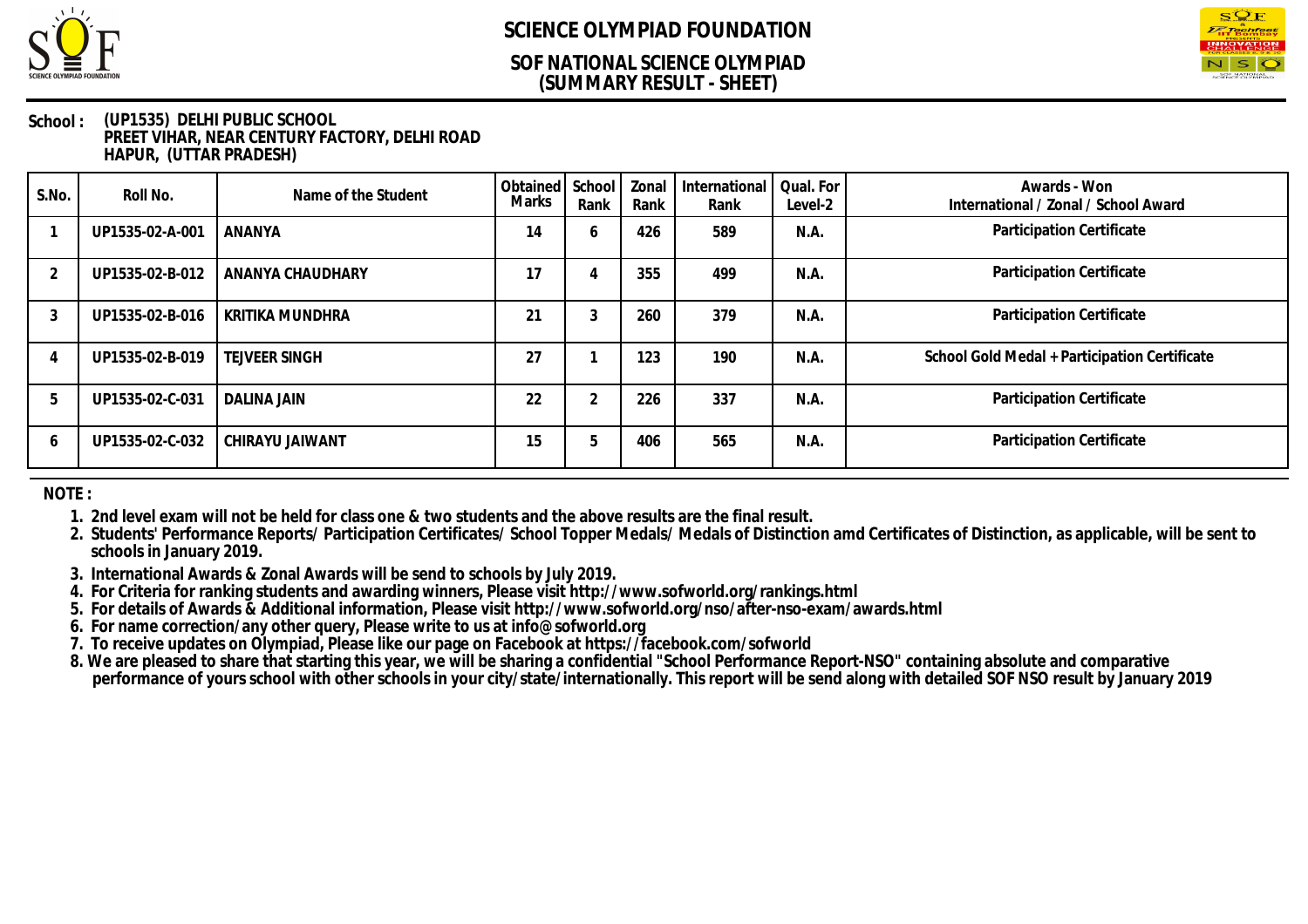# SCIENCE OLYMPIAD FOUNDATION

## SOF NATIONAL SCIENCE OLYMPIAD
## (SUMMARY RESULT - SHEET)

**School :** (UP1535) DELHI PUBLIC SCHOOL
PREET VIHAR, NEAR CENTURY FACTORY, DELHI ROAD
HAPUR, (UTTAR PRADESH)

| S.No. | Roll No. | Name of the Student | Obtained Marks | School Rank | Zonal Rank | International Rank | Qual. For Level-2 | Awards - Won International / Zonal / School Award |
|---|---|---|---|---|---|---|---|---|
| 1 | UP1535-02-A-001 | ANANYA | 14 | 6 | 426 | 589 | N.A. | Participation Certificate |
| 2 | UP1535-02-B-012 | ANANYA CHAUDHARY | 17 | 4 | 355 | 499 | N.A. | Participation Certificate |
| 3 | UP1535-02-B-016 | KRITIKA MUNDHRA | 21 | 3 | 260 | 379 | N.A. | Participation Certificate |
| 4 | UP1535-02-B-019 | TEJVEER SINGH | 27 | 1 | 123 | 190 | N.A. | School Gold Medal + Participation Certificate |
| 5 | UP1535-02-C-031 | DALINA JAIN | 22 | 2 | 226 | 337 | N.A. | Participation Certificate |
| 6 | UP1535-02-C-032 | CHIRAYU JAIWANT | 15 | 5 | 406 | 565 | N.A. | Participation Certificate |

**NOTE :**

1. 2nd level exam will not be held for class one & two students and the above results are the final result.
2. Students' Performance Reports/ Participation Certificates/ School Topper Medals/ Medals of Distinction amd Certificates of Distinction, as applicable, will be sent to schools in January 2019.
3. International Awards & Zonal Awards will be send to schools by July 2019.
4. For Criteria for ranking students and awarding winners, Please visit http://www.sofworld.org/rankings.html
5. For details of Awards & Additional information, Please visit http://www.sofworld.org/nso/after-nso-exam/awards.html
6. For name correction/any other query, Please write to us at info@sofworld.org
7. To receive updates on Olympiad, Please like our page on Facebook at https://facebook.com/sofworld
8. We are pleased to share that starting this year, we will be sharing a confidential "School Performance Report-NSO" containing absolute and comparative performance of yours school with other schools in your city/state/internationally. This report will be send along with detailed SOF NSO result by January 2019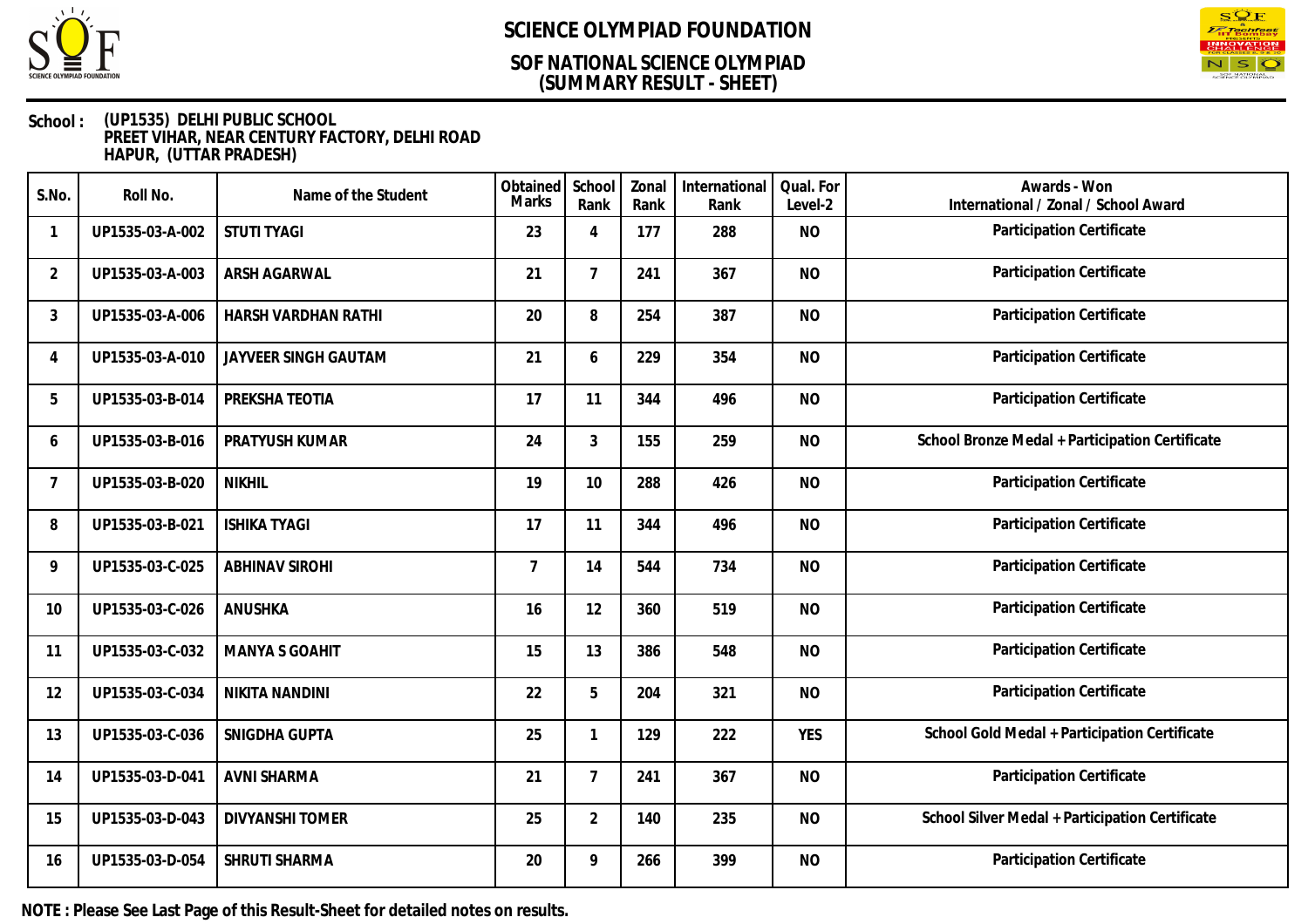# SCIENCE OLYMPIAD FOUNDATION

## SOF NATIONAL SCIENCE OLYMPIAD
## (SUMMARY RESULT - SHEET)

**School : (UP1535) DELHI PUBLIC SCHOOL**
**PREET VIHAR, NEAR CENTURY FACTORY, DELHI ROAD**
**HAPUR, (UTTAR PRADESH)**

| S.No. | Roll No. | Name of the Student | Obtained Marks | School Rank | Zonal Rank | International Rank | Qual. For Level-2 | Awards - Won International / Zonal / School Award |
|---|---|---|---|---|---|---|---|---|
| 1 | UP1535-03-A-002 | STUTI TYAGI | 23 | 4 | 177 | 288 | NO | Participation Certificate |
| 2 | UP1535-03-A-003 | ARSH AGARWAL | 21 | 7 | 241 | 367 | NO | Participation Certificate |
| 3 | UP1535-03-A-006 | HARSH VARDHAN RATHI | 20 | 8 | 254 | 387 | NO | Participation Certificate |
| 4 | UP1535-03-A-010 | JAYVEER SINGH GAUTAM | 21 | 6 | 229 | 354 | NO | Participation Certificate |
| 5 | UP1535-03-B-014 | PREKSHA TEOTIA | 17 | 11 | 344 | 496 | NO | Participation Certificate |
| 6 | UP1535-03-B-016 | PRATYUSH KUMAR | 24 | 3 | 155 | 259 | NO | School Bronze Medal + Participation Certificate |
| 7 | UP1535-03-B-020 | NIKHIL | 19 | 10 | 288 | 426 | NO | Participation Certificate |
| 8 | UP1535-03-B-021 | ISHIKA TYAGI | 17 | 11 | 344 | 496 | NO | Participation Certificate |
| 9 | UP1535-03-C-025 | ABHINAV SIROHI | 7 | 14 | 544 | 734 | NO | Participation Certificate |
| 10 | UP1535-03-C-026 | ANUSHKA | 16 | 12 | 360 | 519 | NO | Participation Certificate |
| 11 | UP1535-03-C-032 | MANYA S GOAHIT | 15 | 13 | 386 | 548 | NO | Participation Certificate |
| 12 | UP1535-03-C-034 | NIKITA NANDINI | 22 | 5 | 204 | 321 | NO | Participation Certificate |
| 13 | UP1535-03-C-036 | SNIGDHA GUPTA | 25 | 1 | 129 | 222 | YES | School Gold Medal + Participation Certificate |
| 14 | UP1535-03-D-041 | AVNI SHARMA | 21 | 7 | 241 | 367 | NO | Participation Certificate |
| 15 | UP1535-03-D-043 | DIVYANSHI TOMER | 25 | 2 | 140 | 235 | NO | School Silver Medal + Participation Certificate |
| 16 | UP1535-03-D-054 | SHRUTI SHARMA | 20 | 9 | 266 | 399 | NO | Participation Certificate |

**NOTE : Please See Last Page of this Result-Sheet for detailed notes on results.**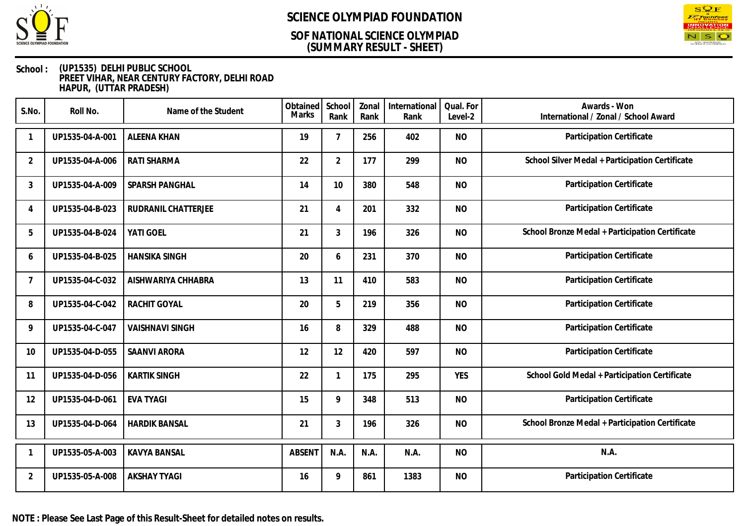# SCIENCE OLYMPIAD FOUNDATION

## SOF NATIONAL SCIENCE OLYMPIAD
## (SUMMARY RESULT - SHEET)

**School :** (UP1535) DELHI PUBLIC SCHOOL
PREET VIHAR, NEAR CENTURY FACTORY, DELHI ROAD
HAPUR, (UTTAR PRADESH)

| S.No. | Roll No. | Name of the Student | Obtained Marks | School Rank | Zonal Rank | International Rank | Qual. For Level-2 | Awards - Won International / Zonal / School Award |
|---|---|---|---|---|---|---|---|---|
| 1 | UP1535-04-A-001 | ALEENA KHAN | 19 | 7 | 256 | 402 | NO | Participation Certificate |
| 2 | UP1535-04-A-006 | RATI SHARMA | 22 | 2 | 177 | 299 | NO | School Silver Medal + Participation Certificate |
| 3 | UP1535-04-A-009 | SPARSH PANGHAL | 14 | 10 | 380 | 548 | NO | Participation Certificate |
| 4 | UP1535-04-B-023 | RUDRANIL CHATTERJEE | 21 | 4 | 201 | 332 | NO | Participation Certificate |
| 5 | UP1535-04-B-024 | YATI GOEL | 21 | 3 | 196 | 326 | NO | School Bronze Medal + Participation Certificate |
| 6 | UP1535-04-B-025 | HANSIKA SINGH | 20 | 6 | 231 | 370 | NO | Participation Certificate |
| 7 | UP1535-04-C-032 | AISHWARIYA CHHABRA | 13 | 11 | 410 | 583 | NO | Participation Certificate |
| 8 | UP1535-04-C-042 | RACHIT GOYAL | 20 | 5 | 219 | 356 | NO | Participation Certificate |
| 9 | UP1535-04-C-047 | VAISHNAVI SINGH | 16 | 8 | 329 | 488 | NO | Participation Certificate |
| 10 | UP1535-04-D-055 | SAANVI ARORA | 12 | 12 | 420 | 597 | NO | Participation Certificate |
| 11 | UP1535-04-D-056 | KARTIK SINGH | 22 | 1 | 175 | 295 | YES | School Gold Medal + Participation Certificate |
| 12 | UP1535-04-D-061 | EVA TYAGI | 15 | 9 | 348 | 513 | NO | Participation Certificate |
| 13 | UP1535-04-D-064 | HARDIK BANSAL | 21 | 3 | 196 | 326 | NO | School Bronze Medal + Participation Certificate |
| 1 | UP1535-05-A-003 | KAVYA BANSAL | ABSENT | N.A. | N.A. | N.A. | NO | N.A. |
| 2 | UP1535-05-A-008 | AKSHAY TYAGI | 16 | 9 | 861 | 1383 | NO | Participation Certificate |

**NOTE : Please See Last Page of this Result-Sheet for detailed notes on results.**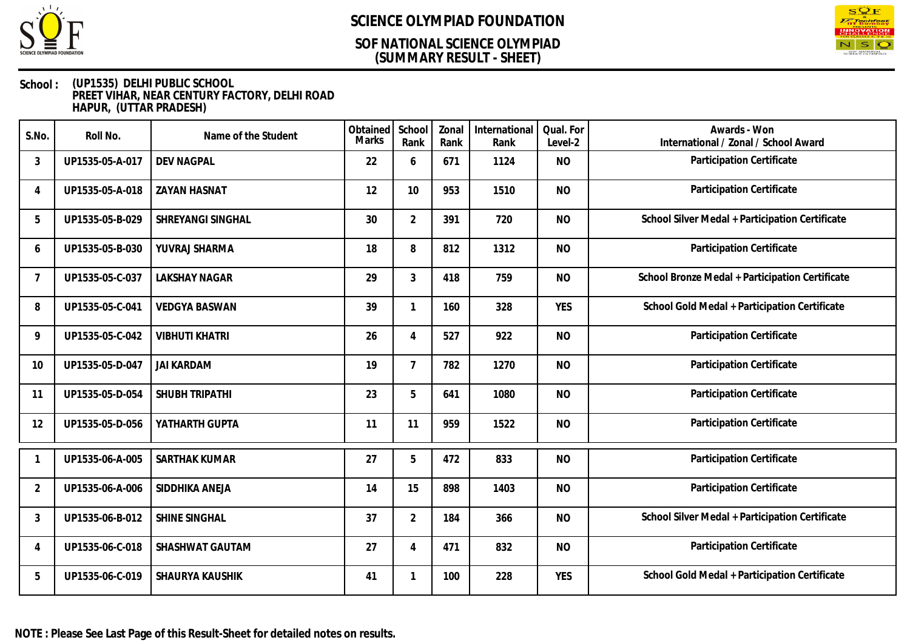# SCIENCE OLYMPIAD FOUNDATION

## SOF NATIONAL SCIENCE OLYMPIAD
## (SUMMARY RESULT - SHEET)

**School :** (UP1535) DELHI PUBLIC SCHOOL
PREET VIHAR, NEAR CENTURY FACTORY, DELHI ROAD
HAPUR, (UTTAR PRADESH)

| S.No. | Roll No. | Name of the Student | Obtained Marks | School Rank | Zonal Rank | International Rank | Qual. For Level-2 | Awards - Won International / Zonal / School Award |
|---|---|---|---|---|---|---|---|---|
| 3 | UP1535-05-A-017 | DEV NAGPAL | 22 | 6 | 671 | 1124 | NO | Participation Certificate |
| 4 | UP1535-05-A-018 | ZAYAN HASNAT | 12 | 10 | 953 | 1510 | NO | Participation Certificate |
| 5 | UP1535-05-B-029 | SHREYANGI SINGHAL | 30 | 2 | 391 | 720 | NO | School Silver Medal + Participation Certificate |
| 6 | UP1535-05-B-030 | YUVRAJ SHARMA | 18 | 8 | 812 | 1312 | NO | Participation Certificate |
| 7 | UP1535-05-C-037 | LAKSHAY NAGAR | 29 | 3 | 418 | 759 | NO | School Bronze Medal + Participation Certificate |
| 8 | UP1535-05-C-041 | VEDGYA BASWAN | 39 | 1 | 160 | 328 | YES | School Gold Medal + Participation Certificate |
| 9 | UP1535-05-C-042 | VIBHUTI KHATRI | 26 | 4 | 527 | 922 | NO | Participation Certificate |
| 10 | UP1535-05-D-047 | JAI KARDAM | 19 | 7 | 782 | 1270 | NO | Participation Certificate |
| 11 | UP1535-05-D-054 | SHUBH TRIPATHI | 23 | 5 | 641 | 1080 | NO | Participation Certificate |
| 12 | UP1535-05-D-056 | YATHARTH GUPTA | 11 | 11 | 959 | 1522 | NO | Participation Certificate |
| 1 | UP1535-06-A-005 | SARTHAK KUMAR | 27 | 5 | 472 | 833 | NO | Participation Certificate |
| 2 | UP1535-06-A-006 | SIDDHIKA ANEJA | 14 | 15 | 898 | 1403 | NO | Participation Certificate |
| 3 | UP1535-06-B-012 | SHINE SINGHAL | 37 | 2 | 184 | 366 | NO | School Silver Medal + Participation Certificate |
| 4 | UP1535-06-C-018 | SHASHWAT GAUTAM | 27 | 4 | 471 | 832 | NO | Participation Certificate |
| 5 | UP1535-06-C-019 | SHAURYA KAUSHIK | 41 | 1 | 100 | 228 | YES | School Gold Medal + Participation Certificate |

**NOTE : Please See Last Page of this Result-Sheet for detailed notes on results.**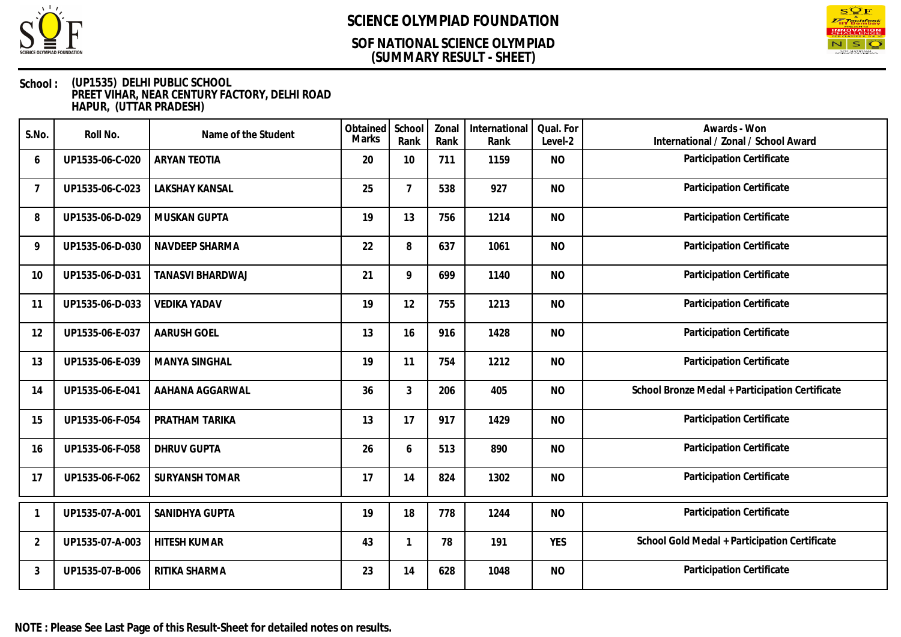# SCIENCE OLYMPIAD FOUNDATION

## SOF NATIONAL SCIENCE OLYMPIAD
## (SUMMARY RESULT - SHEET)

**School : (UP1535) DELHI PUBLIC SCHOOL**
**PREET VIHAR, NEAR CENTURY FACTORY, DELHI ROAD**
**HAPUR, (UTTAR PRADESH)**

| S.No. | Roll No. | Name of the Student | Obtained Marks | School Rank | Zonal Rank | International Rank | Qual. For Level-2 | Awards - Won International / Zonal / School Award |
|---|---|---|---|---|---|---|---|---|
| 6 | UP1535-06-C-020 | ARYAN TEOTIA | 20 | 10 | 711 | 1159 | NO | Participation Certificate |
| 7 | UP1535-06-C-023 | LAKSHAY KANSAL | 25 | 7 | 538 | 927 | NO | Participation Certificate |
| 8 | UP1535-06-D-029 | MUSKAN GUPTA | 19 | 13 | 756 | 1214 | NO | Participation Certificate |
| 9 | UP1535-06-D-030 | NAVDEEP SHARMA | 22 | 8 | 637 | 1061 | NO | Participation Certificate |
| 10 | UP1535-06-D-031 | TANASVI BHARDWAJ | 21 | 9 | 699 | 1140 | NO | Participation Certificate |
| 11 | UP1535-06-D-033 | VEDIKA YADAV | 19 | 12 | 755 | 1213 | NO | Participation Certificate |
| 12 | UP1535-06-E-037 | AARUSH GOEL | 13 | 16 | 916 | 1428 | NO | Participation Certificate |
| 13 | UP1535-06-E-039 | MANYA SINGHAL | 19 | 11 | 754 | 1212 | NO | Participation Certificate |
| 14 | UP1535-06-E-041 | AAHANA AGGARWAL | 36 | 3 | 206 | 405 | NO | School Bronze Medal + Participation Certificate |
| 15 | UP1535-06-F-054 | PRATHAM TARIKA | 13 | 17 | 917 | 1429 | NO | Participation Certificate |
| 16 | UP1535-06-F-058 | DHRUV GUPTA | 26 | 6 | 513 | 890 | NO | Participation Certificate |
| 17 | UP1535-06-F-062 | SURYANSH TOMAR | 17 | 14 | 824 | 1302 | NO | Participation Certificate |

| S.No. | Roll No. | Name of the Student | Obtained Marks | School Rank | Zonal Rank | International Rank | Qual. For Level-2 | Awards - Won International / Zonal / School Award |
|---|---|---|---|---|---|---|---|---|
| 1 | UP1535-07-A-001 | SANIDHYA GUPTA | 19 | 18 | 778 | 1244 | NO | Participation Certificate |
| 2 | UP1535-07-A-003 | HITESH KUMAR | 43 | 1 | 78 | 191 | YES | School Gold Medal + Participation Certificate |
| 3 | UP1535-07-B-006 | RITIKA SHARMA | 23 | 14 | 628 | 1048 | NO | Participation Certificate |

**NOTE : Please See Last Page of this Result-Sheet for detailed notes on results.**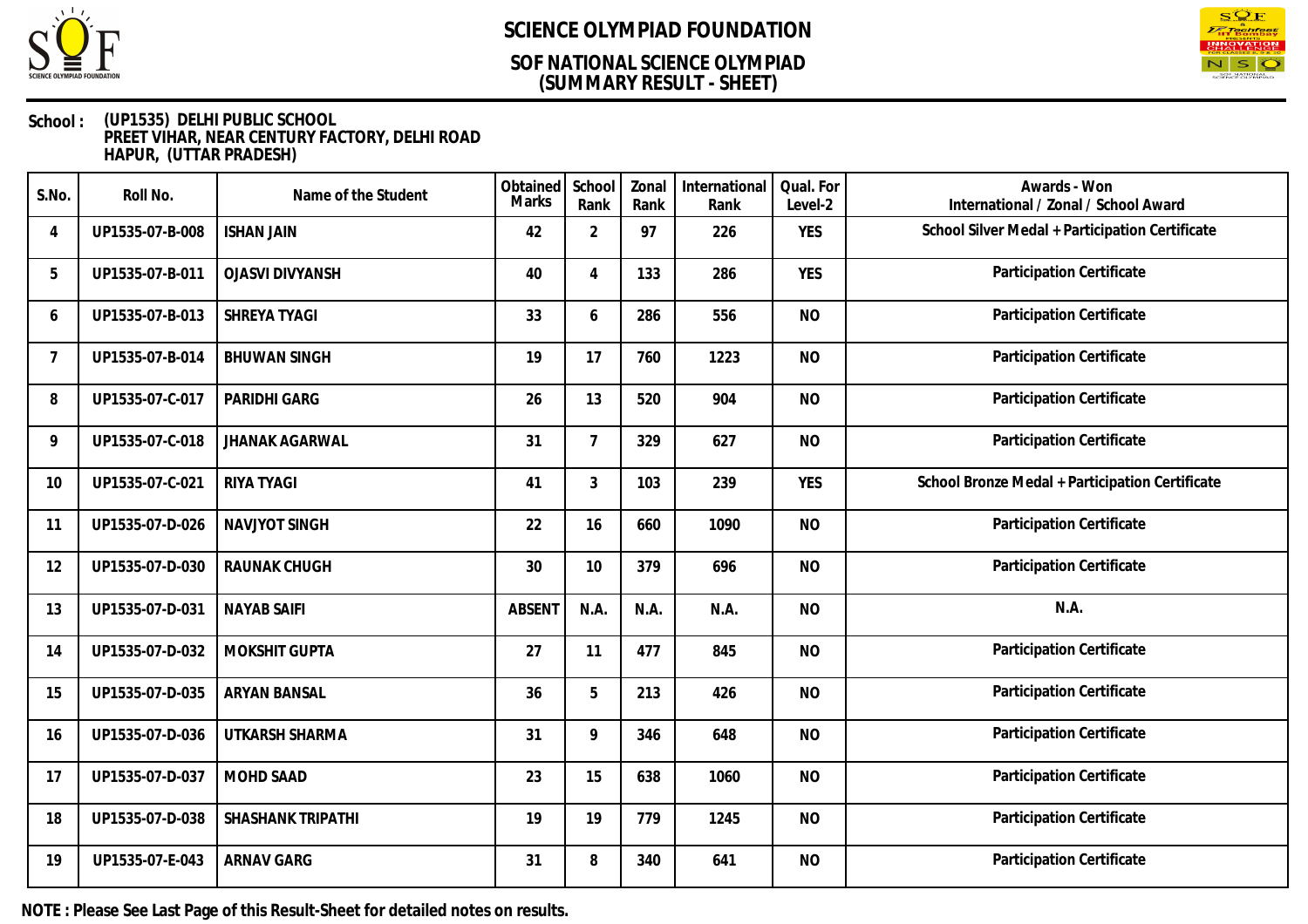# SCIENCE OLYMPIAD FOUNDATION

## SOF NATIONAL SCIENCE OLYMPIAD
## (SUMMARY RESULT - SHEET)

**School :** **(UP1535) DELHI PUBLIC SCHOOL**
**PREET VIHAR, NEAR CENTURY FACTORY, DELHI ROAD**
**HAPUR, (UTTAR PRADESH)**

| S.No. | Roll No. | Name of the Student | Obtained Marks | School Rank | Zonal Rank | International Rank | Qual. For Level-2 | Awards - Won International / Zonal / School Award |
|---|---|---|---|---|---|---|---|---|
| 4 | UP1535-07-B-008 | ISHAN JAIN | 42 | 2 | 97 | 226 | YES | School Silver Medal + Participation Certificate |
| 5 | UP1535-07-B-011 | OJASVI DIVYANSH | 40 | 4 | 133 | 286 | YES | Participation Certificate |
| 6 | UP1535-07-B-013 | SHREYA TYAGI | 33 | 6 | 286 | 556 | NO | Participation Certificate |
| 7 | UP1535-07-B-014 | BHUWAN SINGH | 19 | 17 | 760 | 1223 | NO | Participation Certificate |
| 8 | UP1535-07-C-017 | PARIDHI GARG | 26 | 13 | 520 | 904 | NO | Participation Certificate |
| 9 | UP1535-07-C-018 | JHANAK AGARWAL | 31 | 7 | 329 | 627 | NO | Participation Certificate |
| 10 | UP1535-07-C-021 | RIYA TYAGI | 41 | 3 | 103 | 239 | YES | School Bronze Medal + Participation Certificate |
| 11 | UP1535-07-D-026 | NAVJYOT SINGH | 22 | 16 | 660 | 1090 | NO | Participation Certificate |
| 12 | UP1535-07-D-030 | RAUNAK CHUGH | 30 | 10 | 379 | 696 | NO | Participation Certificate |
| 13 | UP1535-07-D-031 | NAYAB SAIFI | ABSENT | N.A. | N.A. | N.A. | NO | N.A. |
| 14 | UP1535-07-D-032 | MOKSHIT GUPTA | 27 | 11 | 477 | 845 | NO | Participation Certificate |
| 15 | UP1535-07-D-035 | ARYAN BANSAL | 36 | 5 | 213 | 426 | NO | Participation Certificate |
| 16 | UP1535-07-D-036 | UTKARSH SHARMA | 31 | 9 | 346 | 648 | NO | Participation Certificate |
| 17 | UP1535-07-D-037 | MOHD SAAD | 23 | 15 | 638 | 1060 | NO | Participation Certificate |
| 18 | UP1535-07-D-038 | SHASHANK TRIPATHI | 19 | 19 | 779 | 1245 | NO | Participation Certificate |
| 19 | UP1535-07-E-043 | ARNAV GARG | 31 | 8 | 340 | 641 | NO | Participation Certificate |

**NOTE : Please See Last Page of this Result-Sheet for detailed notes on results.**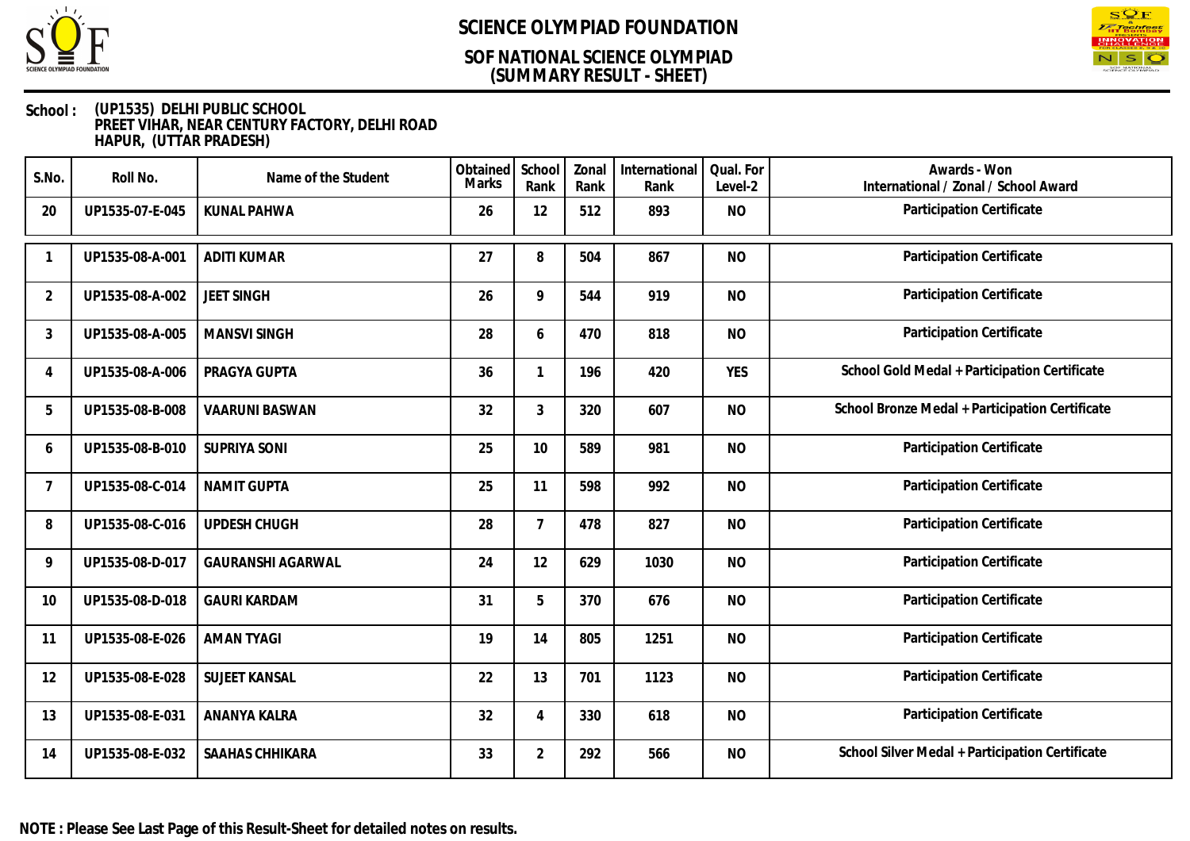# SCIENCE OLYMPIAD FOUNDATION

## SOF NATIONAL SCIENCE OLYMPIAD
## (SUMMARY RESULT - SHEET)

**School :** (UP1535) DELHI PUBLIC SCHOOL
PREET VIHAR, NEAR CENTURY FACTORY, DELHI ROAD
HAPUR, (UTTAR PRADESH)

| S.No. | Roll No. | Name of the Student | Obtained Marks | School Rank | Zonal Rank | International Rank | Qual. For Level-2 | Awards - Won International / Zonal / School Award |
|---|---|---|---|---|---|---|---|---|
| 20 | UP1535-07-E-045 | KUNAL PAHWA | 26 | 12 | 512 | 893 | NO | Participation Certificate |

| S.No. | Roll No. | Name of the Student | Obtained Marks | School Rank | Zonal Rank | International Rank | Qual. For Level-2 | Awards - Won International / Zonal / School Award |
|---|---|---|---|---|---|---|---|---|
| 1 | UP1535-08-A-001 | ADITI KUMAR | 27 | 8 | 504 | 867 | NO | Participation Certificate |
| 2 | UP1535-08-A-002 | JEET SINGH | 26 | 9 | 544 | 919 | NO | Participation Certificate |
| 3 | UP1535-08-A-005 | MANSVI SINGH | 28 | 6 | 470 | 818 | NO | Participation Certificate |
| 4 | UP1535-08-A-006 | PRAGYA GUPTA | 36 | 1 | 196 | 420 | YES | School Gold Medal + Participation Certificate |
| 5 | UP1535-08-B-008 | VAARUNI BASWAN | 32 | 3 | 320 | 607 | NO | School Bronze Medal + Participation Certificate |
| 6 | UP1535-08-B-010 | SUPRIYA SONI | 25 | 10 | 589 | 981 | NO | Participation Certificate |
| 7 | UP1535-08-C-014 | NAMIT GUPTA | 25 | 11 | 598 | 992 | NO | Participation Certificate |
| 8 | UP1535-08-C-016 | UPDESH CHUGH | 28 | 7 | 478 | 827 | NO | Participation Certificate |
| 9 | UP1535-08-D-017 | GAURANSHI AGARWAL | 24 | 12 | 629 | 1030 | NO | Participation Certificate |
| 10 | UP1535-08-D-018 | GAURI KARDAM | 31 | 5 | 370 | 676 | NO | Participation Certificate |
| 11 | UP1535-08-E-026 | AMAN TYAGI | 19 | 14 | 805 | 1251 | NO | Participation Certificate |
| 12 | UP1535-08-E-028 | SUJEET KANSAL | 22 | 13 | 701 | 1123 | NO | Participation Certificate |
| 13 | UP1535-08-E-031 | ANANYA KALRA | 32 | 4 | 330 | 618 | NO | Participation Certificate |
| 14 | UP1535-08-E-032 | SAAHAS CHHIKARA | 33 | 2 | 292 | 566 | NO | School Silver Medal + Participation Certificate |

**NOTE : Please See Last Page of this Result-Sheet for detailed notes on results.**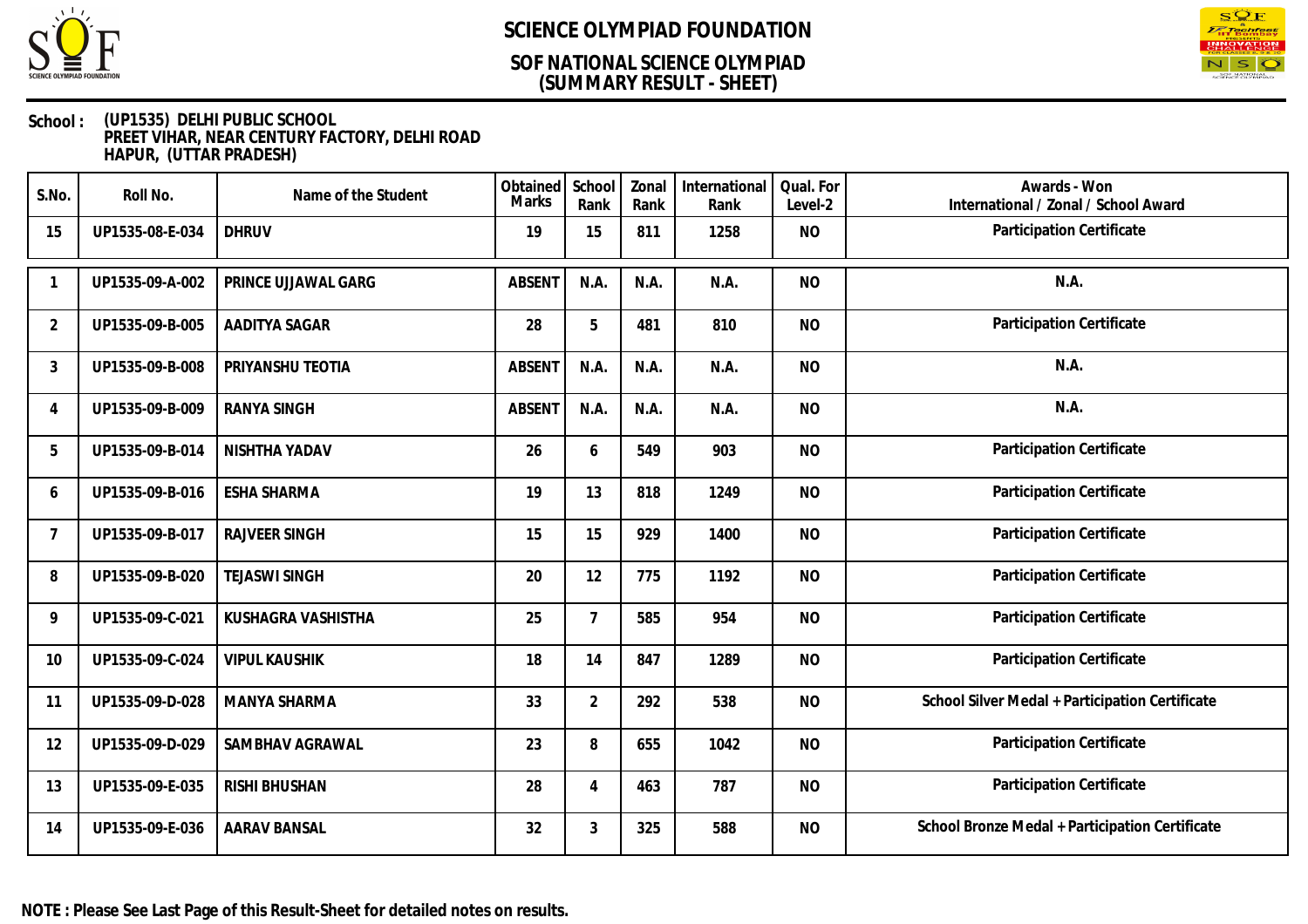# SCIENCE OLYMPIAD FOUNDATION

## SOF NATIONAL SCIENCE OLYMPIAD
## (SUMMARY RESULT - SHEET)

**School : (UP1535) DELHI PUBLIC SCHOOL**
**PREET VIHAR, NEAR CENTURY FACTORY, DELHI ROAD**
**HAPUR, (UTTAR PRADESH)**

| S.No. | Roll No. | Name of the Student | Obtained Marks | School Rank | Zonal Rank | International Rank | Qual. For Level-2 | Awards - Won International / Zonal / School Award |
|---|---|---|---|---|---|---|---|---|
| 15 | UP1535-08-E-034 | DHRUV | 19 | 15 | 811 | 1258 | NO | Participation Certificate |

| S.No. | Roll No. | Name of the Student | Obtained Marks | School Rank | Zonal Rank | International Rank | Qual. For Level-2 | Awards - Won International / Zonal / School Award |
|---|---|---|---|---|---|---|---|---|
| 1 | UP1535-09-A-002 | PRINCE UJJAWAL GARG | ABSENT | N.A. | N.A. | N.A. | NO | N.A. |
| 2 | UP1535-09-B-005 | AADITYA SAGAR | 28 | 5 | 481 | 810 | NO | Participation Certificate |
| 3 | UP1535-09-B-008 | PRIYANSHU TEOTIA | ABSENT | N.A. | N.A. | N.A. | NO | N.A. |
| 4 | UP1535-09-B-009 | RANYA SINGH | ABSENT | N.A. | N.A. | N.A. | NO | N.A. |
| 5 | UP1535-09-B-014 | NISHTHA YADAV | 26 | 6 | 549 | 903 | NO | Participation Certificate |
| 6 | UP1535-09-B-016 | ESHA SHARMA | 19 | 13 | 818 | 1249 | NO | Participation Certificate |
| 7 | UP1535-09-B-017 | RAJVEER SINGH | 15 | 15 | 929 | 1400 | NO | Participation Certificate |
| 8 | UP1535-09-B-020 | TEJASWI SINGH | 20 | 12 | 775 | 1192 | NO | Participation Certificate |
| 9 | UP1535-09-C-021 | KUSHAGRA VASHISTHA | 25 | 7 | 585 | 954 | NO | Participation Certificate |
| 10 | UP1535-09-C-024 | VIPUL KAUSHIK | 18 | 14 | 847 | 1289 | NO | Participation Certificate |
| 11 | UP1535-09-D-028 | MANYA SHARMA | 33 | 2 | 292 | 538 | NO | School Silver Medal + Participation Certificate |
| 12 | UP1535-09-D-029 | SAMBHAV AGRAWAL | 23 | 8 | 655 | 1042 | NO | Participation Certificate |
| 13 | UP1535-09-E-035 | RISHI BHUSHAN | 28 | 4 | 463 | 787 | NO | Participation Certificate |
| 14 | UP1535-09-E-036 | AARAV BANSAL | 32 | 3 | 325 | 588 | NO | School Bronze Medal + Participation Certificate |

**NOTE : Please See Last Page of this Result-Sheet for detailed notes on results.**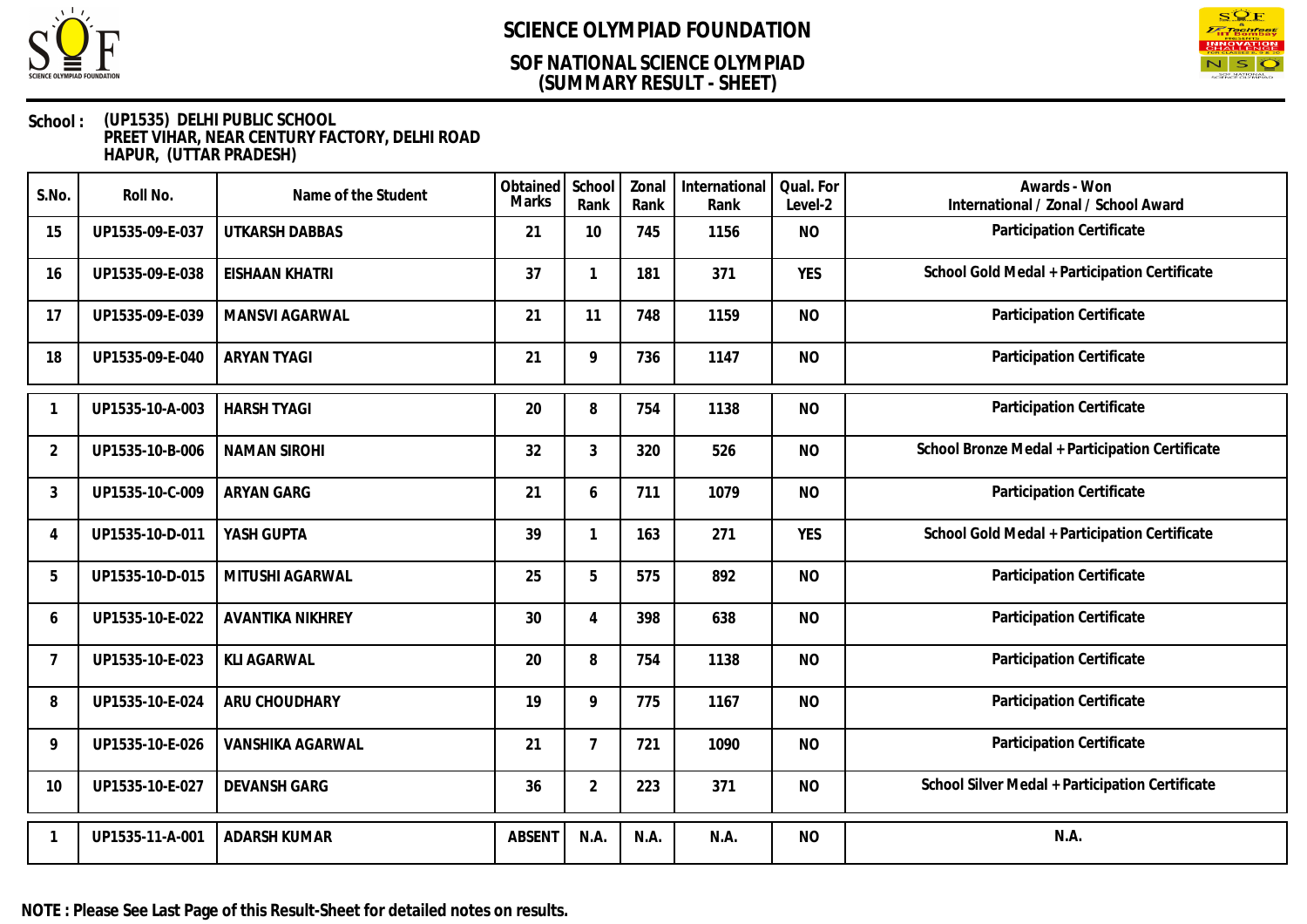# SCIENCE OLYMPIAD FOUNDATION

## SOF NATIONAL SCIENCE OLYMPIAD
## (SUMMARY RESULT - SHEET)

**School :** (UP1535) DELHI PUBLIC SCHOOL
PREET VIHAR, NEAR CENTURY FACTORY, DELHI ROAD
HAPUR, (UTTAR PRADESH)

| S.No. | Roll No. | Name of the Student | Obtained Marks | School Rank | Zonal Rank | International Rank | Qual. For Level-2 | Awards - Won International / Zonal / School Award |
|---|---|---|---|---|---|---|---|---|
| 15 | UP1535-09-E-037 | UTKARSH DABBAS | 21 | 10 | 745 | 1156 | NO | Participation Certificate |
| 16 | UP1535-09-E-038 | EISHAAN KHATRI | 37 | 1 | 181 | 371 | YES | School Gold Medal + Participation Certificate |
| 17 | UP1535-09-E-039 | MANSVI AGARWAL | 21 | 11 | 748 | 1159 | NO | Participation Certificate |
| 18 | UP1535-09-E-040 | ARYAN TYAGI | 21 | 9 | 736 | 1147 | NO | Participation Certificate |
| 1 | UP1535-10-A-003 | HARSH TYAGI | 20 | 8 | 754 | 1138 | NO | Participation Certificate |
| 2 | UP1535-10-B-006 | NAMAN SIROHI | 32 | 3 | 320 | 526 | NO | School Bronze Medal + Participation Certificate |
| 3 | UP1535-10-C-009 | ARYAN GARG | 21 | 6 | 711 | 1079 | NO | Participation Certificate |
| 4 | UP1535-10-D-011 | YASH GUPTA | 39 | 1 | 163 | 271 | YES | School Gold Medal + Participation Certificate |
| 5 | UP1535-10-D-015 | MITUSHI AGARWAL | 25 | 5 | 575 | 892 | NO | Participation Certificate |
| 6 | UP1535-10-E-022 | AVANTIKA NIKHREY | 30 | 4 | 398 | 638 | NO | Participation Certificate |
| 7 | UP1535-10-E-023 | KLI AGARWAL | 20 | 8 | 754 | 1138 | NO | Participation Certificate |
| 8 | UP1535-10-E-024 | ARU CHOUDHARY | 19 | 9 | 775 | 1167 | NO | Participation Certificate |
| 9 | UP1535-10-E-026 | VANSHIKA AGARWAL | 21 | 7 | 721 | 1090 | NO | Participation Certificate |
| 10 | UP1535-10-E-027 | DEVANSH GARG | 36 | 2 | 223 | 371 | NO | School Silver Medal + Participation Certificate |
| 1 | UP1535-11-A-001 | ADARSH KUMAR | ABSENT | N.A. | N.A. | N.A. | NO | N.A. |

**NOTE : Please See Last Page of this Result-Sheet for detailed notes on results.**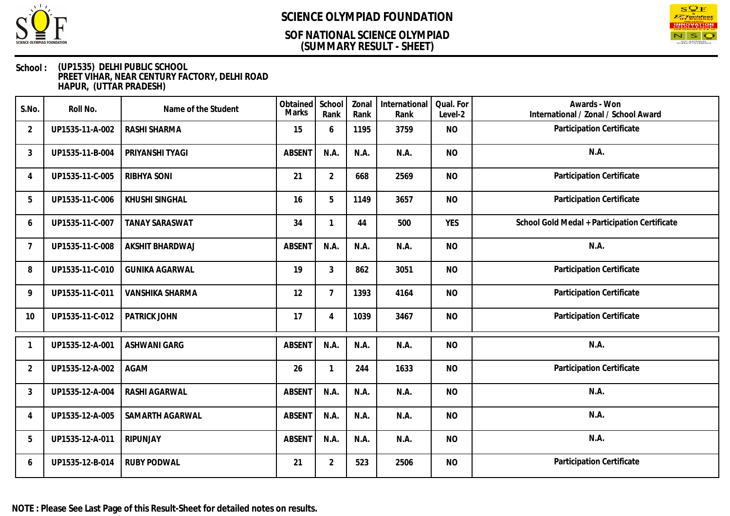# SCIENCE OLYMPIAD FOUNDATION

## SOF NATIONAL SCIENCE OLYMPIAD
## (SUMMARY RESULT - SHEET)

**School :** **(UP1535) DELHI PUBLIC SCHOOL**
**PREET VIHAR, NEAR CENTURY FACTORY, DELHI ROAD**
**HAPUR, (UTTAR PRADESH)**

| S.No. | Roll No. | Name of the Student | Obtained Marks | School Rank | Zonal Rank | International Rank | Qual. For Level-2 | Awards - Won International / Zonal / School Award |
|---|---|---|---|---|---|---|---|---|
| 2 | UP1535-11-A-002 | RASHI SHARMA | 15 | 6 | 1195 | 3759 | NO | Participation Certificate |
| 3 | UP1535-11-B-004 | PRIYANSHI TYAGI | ABSENT | N.A. | N.A. | N.A. | NO | N.A. |
| 4 | UP1535-11-C-005 | RIBHYA SONI | 21 | 2 | 668 | 2569 | NO | Participation Certificate |
| 5 | UP1535-11-C-006 | KHUSHI SINGHAL | 16 | 5 | 1149 | 3657 | NO | Participation Certificate |
| 6 | UP1535-11-C-007 | TANAY SARASWAT | 34 | 1 | 44 | 500 | YES | School Gold Medal + Participation Certificate |
| 7 | UP1535-11-C-008 | AKSHIT BHARDWAJ | ABSENT | N.A. | N.A. | N.A. | NO | N.A. |
| 8 | UP1535-11-C-010 | GUNIKA AGARWAL | 19 | 3 | 862 | 3051 | NO | Participation Certificate |
| 9 | UP1535-11-C-011 | VANSHIKA SHARMA | 12 | 7 | 1393 | 4164 | NO | Participation Certificate |
| 10 | UP1535-11-C-012 | PATRICK JOHN | 17 | 4 | 1039 | 3467 | NO | Participation Certificate |
| 1 | UP1535-12-A-001 | ASHWANI GARG | ABSENT | N.A. | N.A. | N.A. | NO | N.A. |
| 2 | UP1535-12-A-002 | AGAM | 26 | 1 | 244 | 1633 | NO | Participation Certificate |
| 3 | UP1535-12-A-004 | RASHI AGARWAL | ABSENT | N.A. | N.A. | N.A. | NO | N.A. |
| 4 | UP1535-12-A-005 | SAMARTH AGARWAL | ABSENT | N.A. | N.A. | N.A. | NO | N.A. |
| 5 | UP1535-12-A-011 | RIPUNJAY | ABSENT | N.A. | N.A. | N.A. | NO | N.A. |
| 6 | UP1535-12-B-014 | RUBY PODWAL | 21 | 2 | 523 | 2506 | NO | Participation Certificate |

**NOTE : Please See Last Page of this Result-Sheet for detailed notes on results.**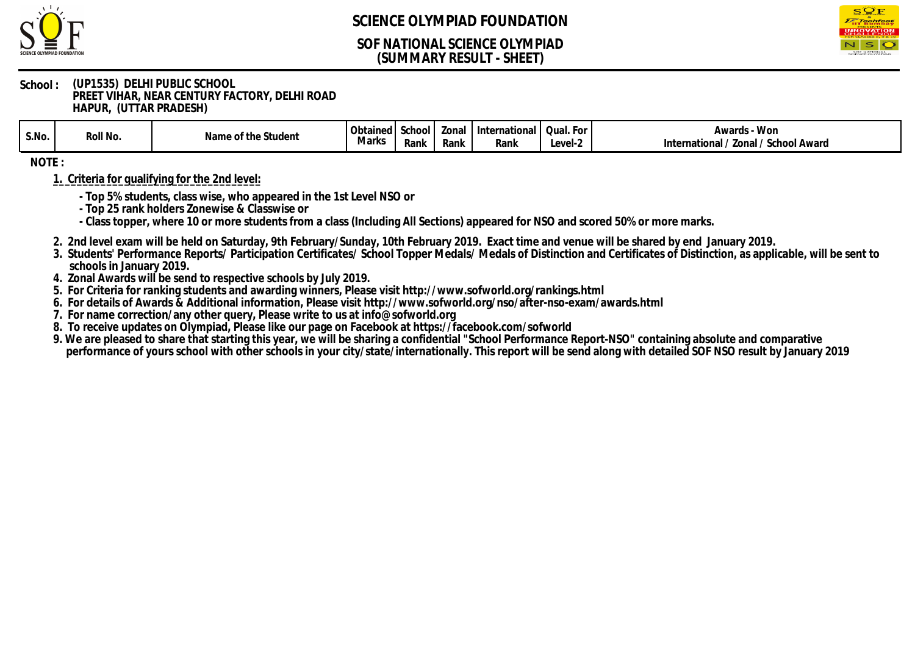# SCIENCE OLYMPIAD FOUNDATION

## SOF NATIONAL SCIENCE OLYMPIAD
## (SUMMARY RESULT - SHEET)

**School : (UP1535) DELHI PUBLIC SCHOOL**
**PREET VIHAR, NEAR CENTURY FACTORY, DELHI ROAD**
**HAPUR, (UTTAR PRADESH)**

| S.No. | Roll No. | Name of the Student | Obtained Marks | School Rank | Zonal Rank | International Rank | Qual. For Level-2 | Awards - Won International / Zonal / School Award |
|---|---|---|---|---|---|---|---|---|

**NOTE :**

1. **Criteria for qualifying for the 2nd level:**
   - Top 5% students, class wise, who appeared in the 1st Level NSO or
   - Top 25 rank holders Zonewise & Classwise or
   - Class topper, where 10 or more students from a class (Including All Sections) appeared for NSO and scored 50% or more marks.
2. 2nd level exam will be held on Saturday, 9th February/Sunday, 10th February 2019. Exact time and venue will be shared by end January 2019.
3. Students' Performance Reports/ Participation Certificates/ School Topper Medals/ Medals of Distinction and Certificates of Distinction, as applicable, will be sent to schools in January 2019.
4. Zonal Awards will be send to respective schools by July 2019.
5. For Criteria for ranking students and awarding winners, Please visit http://www.sofworld.org/rankings.html
6. For details of Awards & Additional information, Please visit http://www.sofworld.org/nso/after-nso-exam/awards.html
7. For name correction/any other query, Please write to us at info@sofworld.org
8. To receive updates on Olympiad, Please like our page on Facebook at https://facebook.com/sofworld
9. We are pleased to share that starting this year, we will be sharing a confidential "School Performance Report-NSO" containing absolute and comparative performance of yours school with other schools in your city/state/internationally. This report will be send along with detailed SOF NSO result by January 2019